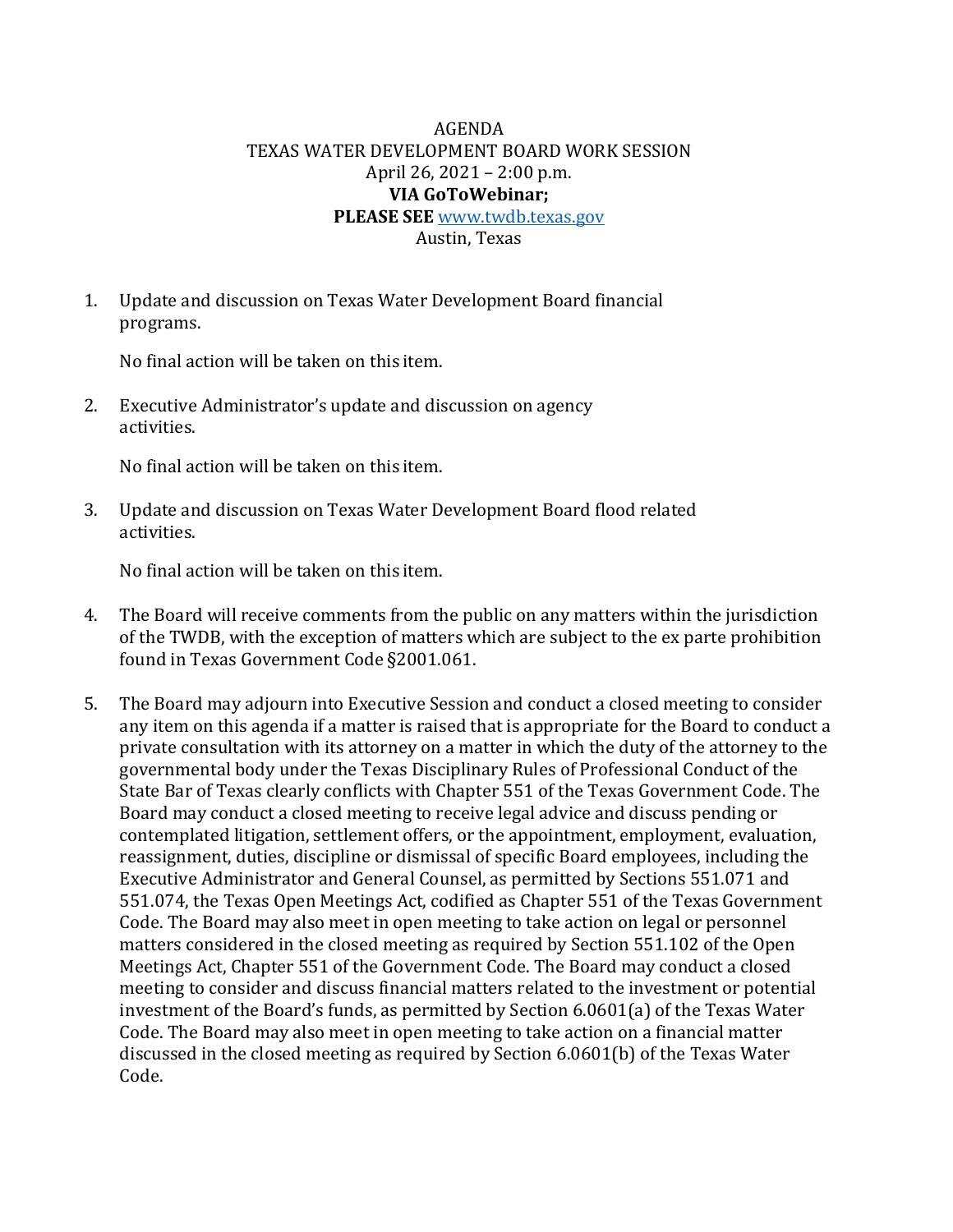# AGENDA

## TEXAS WATER DEVELOPMENT BOARD WORK SESSION

April 26, 2021 – 2:00 p.m.

**VIA GoToWebinar;**

**PLEASE SEE** www.twdb.texas.gov

Austin, Texas

1. Update and discussion on Texas Water Development Board financial programs.

   No final action will be taken on this item.

2. Executive Administrator's update and discussion on agency activities.

   No final action will be taken on this item.

3. Update and discussion on Texas Water Development Board flood related activities.

   No final action will be taken on this item.

4. The Board will receive comments from the public on any matters within the jurisdiction of the TWDB, with the exception of matters which are subject to the ex parte prohibition found in Texas Government Code §2001.061.

5. The Board may adjourn into Executive Session and conduct a closed meeting to consider any item on this agenda if a matter is raised that is appropriate for the Board to conduct a private consultation with its attorney on a matter in which the duty of the attorney to the governmental body under the Texas Disciplinary Rules of Professional Conduct of the State Bar of Texas clearly conflicts with Chapter 551 of the Texas Government Code. The Board may conduct a closed meeting to receive legal advice and discuss pending or contemplated litigation, settlement offers, or the appointment, employment, evaluation, reassignment, duties, discipline or dismissal of specific Board employees, including the Executive Administrator and General Counsel, as permitted by Sections 551.071 and 551.074, the Texas Open Meetings Act, codified as Chapter 551 of the Texas Government Code. The Board may also meet in open meeting to take action on legal or personnel matters considered in the closed meeting as required by Section 551.102 of the Open Meetings Act, Chapter 551 of the Government Code. The Board may conduct a closed meeting to consider and discuss financial matters related to the investment or potential investment of the Board's funds, as permitted by Section 6.0601(a) of the Texas Water Code. The Board may also meet in open meeting to take action on a financial matter discussed in the closed meeting as required by Section 6.0601(b) of the Texas Water Code.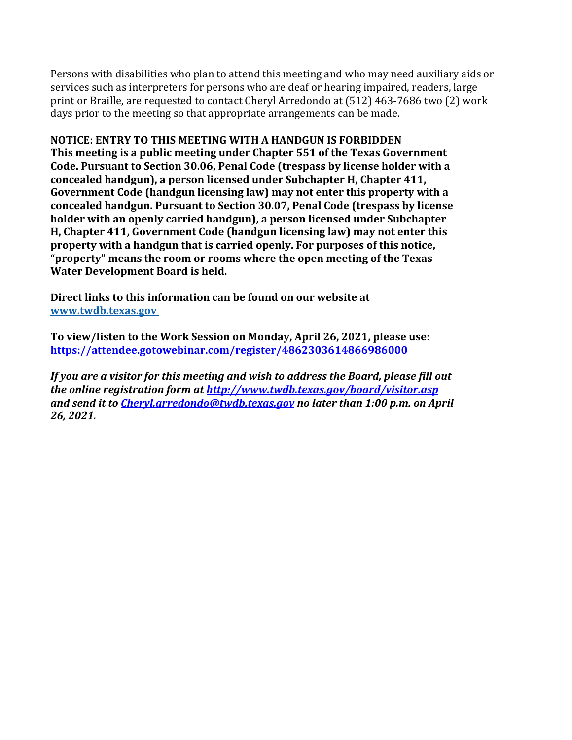Persons with disabilities who plan to attend this meeting and who may need auxiliary aids or services such as interpreters for persons who are deaf or hearing impaired, readers, large print or Braille, are requested to contact Cheryl Arredondo at (512) 463-7686 two (2) work days prior to the meeting so that appropriate arrangements can be made.

**NOTICE: ENTRY TO THIS MEETING WITH A HANDGUN IS FORBIDDEN**
**This meeting is a public meeting under Chapter 551 of the Texas Government Code. Pursuant to Section 30.06, Penal Code (trespass by license holder with a concealed handgun), a person licensed under Subchapter H, Chapter 411, Government Code (handgun licensing law) may not enter this property with a concealed handgun. Pursuant to Section 30.07, Penal Code (trespass by license holder with an openly carried handgun), a person licensed under Subchapter H, Chapter 411, Government Code (handgun licensing law) may not enter this property with a handgun that is carried openly. For purposes of this notice, "property" means the room or rooms where the open meeting of the Texas Water Development Board is held.**

**Direct links to this information can be found on our website at [www.twdb.texas.gov](http://www.twdb.texas.gov)**

**To view/listen to the Work Session on Monday, April 26, 2021, please use**: **[https://attendee.gotowebinar.com/register/4862303614866986000](https://attendee.gotowebinar.com/register/4862303614866986000)**

***If you are a visitor for this meeting and wish to address the Board, please fill out the online registration form at [http://www.twdb.texas.gov/board/visitor.asp](http://www.twdb.texas.gov/board/visitor.asp) and send it to [Cheryl.arredondo@twdb.texas.gov](mailto:Cheryl.arredondo@twdb.texas.gov) no later than 1:00 p.m. on April 26, 2021.***